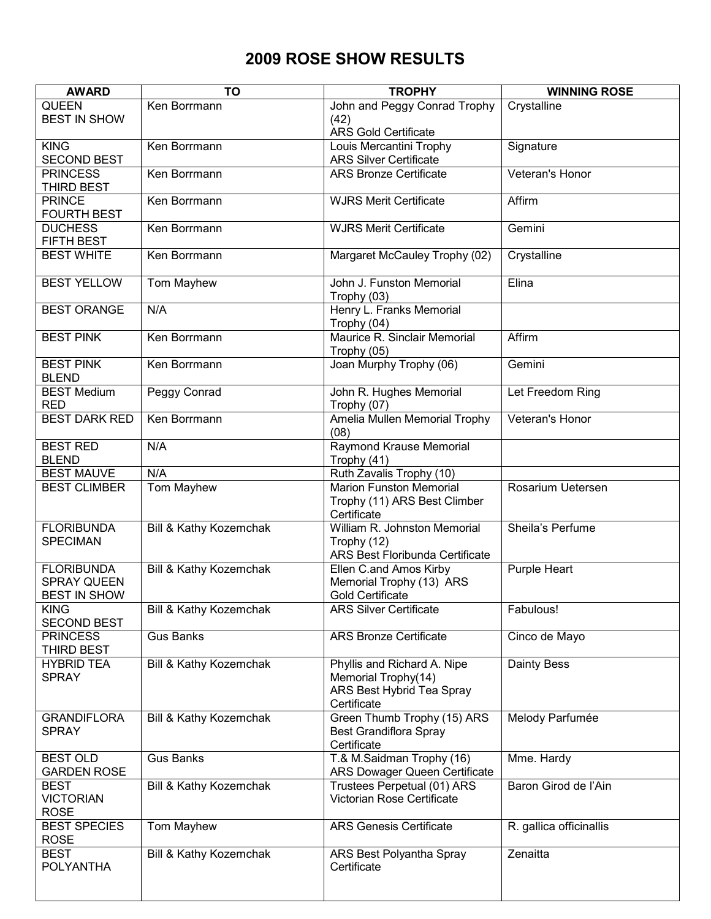# 2009 ROSE SHOW RESULTS

| AWARD | TO | TROPHY | WINNING ROSE |
|---|---|---|---|
| QUEEN BEST IN SHOW | Ken Borrmann | John and Peggy Conrad Trophy (42) ARS Gold Certificate | Crystalline |
| KING SECOND BEST | Ken Borrmann | Louis Mercantini Trophy ARS Silver Certificate | Signature |
| PRINCESS THIRD BEST | Ken Borrmann | ARS Bronze Certificate | Veteran's Honor |
| PRINCE FOURTH BEST | Ken Borrmann | WJRS Merit Certificate | Affirm |
| DUCHESS FIFTH BEST | Ken Borrmann | WJRS Merit Certificate | Gemini |
| BEST WHITE | Ken Borrmann | Margaret McCauley Trophy (02) | Crystalline |
| BEST YELLOW | Tom Mayhew | John J. Funston Memorial Trophy (03) | Elina |
| BEST ORANGE | N/A | Henry L. Franks Memorial Trophy (04) | |
| BEST PINK | Ken Borrmann | Maurice R. Sinclair Memorial Trophy (05) | Affirm |
| BEST PINK BLEND | Ken Borrmann | Joan Murphy Trophy (06) | Gemini |
| BEST Medium RED | Peggy Conrad | John R. Hughes Memorial Trophy (07) | Let Freedom Ring |
| BEST DARK RED | Ken Borrmann | Amelia Mullen Memorial Trophy (08) | Veteran's Honor |
| BEST RED BLEND | N/A | Raymond Krause Memorial Trophy (41) | |
| BEST MAUVE | N/A | Ruth Zavalis Trophy (10) | |
| BEST CLIMBER | Tom Mayhew | Marion Funston Memorial Trophy (11) ARS Best Climber Certificate | Rosarium Uetersen |
| FLORIBUNDA SPECIMAN | Bill & Kathy Kozemchak | William R. Johnston Memorial Trophy (12) ARS Best Floribunda Certificate | Sheila's Perfume |
| FLORIBUNDA SPRAY QUEEN BEST IN SHOW | Bill & Kathy Kozemchak | Ellen C.and Amos Kirby Memorial Trophy (13) ARS Gold Certificate | Purple Heart |
| KING SECOND BEST | Bill & Kathy Kozemchak | ARS Silver Certificate | Fabulous! |
| PRINCESS THIRD BEST | Gus Banks | ARS Bronze Certificate | Cinco de Mayo |
| HYBRID TEA SPRAY | Bill & Kathy Kozemchak | Phyllis and Richard A. Nipe Memorial Trophy(14) ARS Best Hybrid Tea Spray Certificate | Dainty Bess |
| GRANDIFLORA SPRAY | Bill & Kathy Kozemchak | Green Thumb Trophy (15) ARS Best Grandiflora Spray Certificate | Melody Parfumée |
| BEST OLD GARDEN ROSE | Gus Banks | T.& M.Saidman Trophy (16) ARS Dowager Queen Certificate | Mme. Hardy |
| BEST VICTORIAN ROSE | Bill & Kathy Kozemchak | Trustees Perpetual (01) ARS Victorian Rose Certificate | Baron Girod de l'Ain |
| BEST SPECIES ROSE | Tom Mayhew | ARS Genesis Certificate | R. gallica officinallis |
| BEST POLYANTHA | Bill & Kathy Kozemchak | ARS Best Polyantha Spray Certificate | Zenaitta |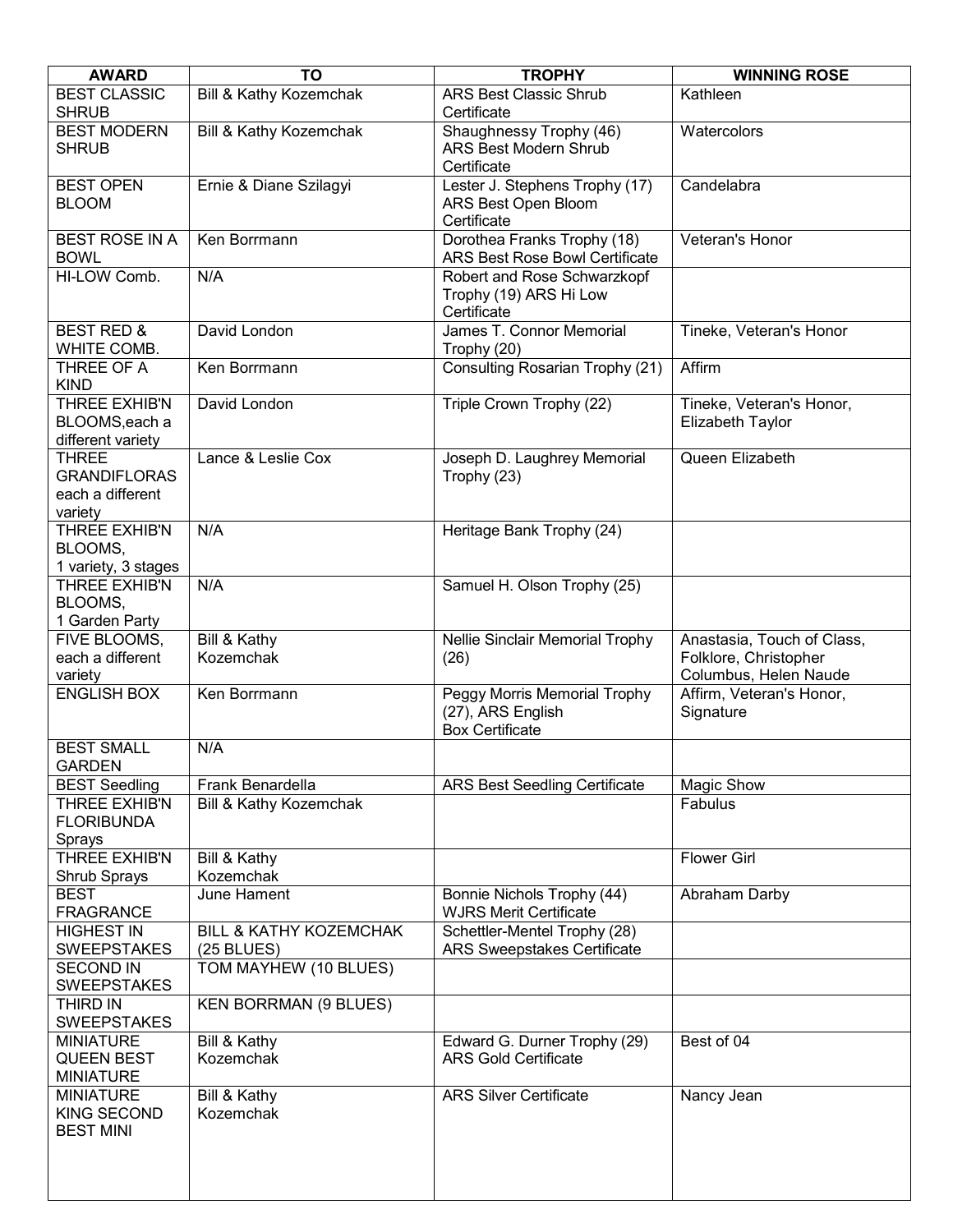| AWARD | TO | TROPHY | WINNING ROSE |
|---|---|---|---|
| BEST CLASSIC SHRUB | Bill & Kathy Kozemchak | ARS Best Classic Shrub Certificate | Kathleen |
| BEST MODERN SHRUB | Bill & Kathy Kozemchak | Shaughnessy Trophy (46) ARS Best Modern Shrub Certificate | Watercolors |
| BEST OPEN BLOOM | Ernie & Diane Szilagyi | Lester J. Stephens Trophy (17) ARS Best Open Bloom Certificate | Candelabra |
| BEST ROSE IN A BOWL | Ken Borrmann | Dorothea Franks Trophy (18) ARS Best Rose Bowl Certificate | Veteran's Honor |
| HI-LOW Comb. | N/A | Robert and Rose Schwarzkopf Trophy (19) ARS Hi Low Certificate | |
| BEST RED & WHITE COMB. | David London | James T. Connor Memorial Trophy (20) | Tineke, Veteran's Honor |
| THREE OF A KIND | Ken Borrmann | Consulting Rosarian Trophy (21) | Affirm |
| THREE EXHIB'N BLOOMS,each a different variety | David London | Triple Crown Trophy (22) | Tineke, Veteran's Honor, Elizabeth Taylor |
| THREE GRANDIFLORAS each a different variety | Lance & Leslie Cox | Joseph D. Laughrey Memorial Trophy (23) | Queen Elizabeth |
| THREE EXHIB'N BLOOMS, 1 variety, 3 stages | N/A | Heritage Bank Trophy (24) | |
| THREE EXHIB'N BLOOMS, 1 Garden Party | N/A | Samuel H. Olson Trophy (25) | |
| FIVE BLOOMS, each a different variety | Bill & Kathy Kozemchak | Nellie Sinclair Memorial Trophy (26) | Anastasia, Touch of Class, Folklore, Christopher Columbus, Helen Naude |
| ENGLISH BOX | Ken Borrmann | Peggy Morris Memorial Trophy (27), ARS English Box Certificate | Affirm, Veteran's Honor, Signature |
| BEST SMALL GARDEN | N/A | | |
| BEST Seedling | Frank Benardella | ARS Best Seedling Certificate | Magic Show |
| THREE EXHIB'N FLORIBUNDA Sprays | Bill & Kathy Kozemchak | | Fabulus |
| THREE EXHIB'N Shrub Sprays | Bill & Kathy Kozemchak | | Flower Girl |
| BEST FRAGRANCE | June Hament | Bonnie Nichols Trophy (44) WJRS Merit Certificate | Abraham Darby |
| HIGHEST IN SWEEPSTAKES | BILL & KATHY KOZEMCHAK (25 BLUES) | Schettler-Mentel Trophy (28) ARS Sweepstakes Certificate | |
| SECOND IN SWEEPSTAKES | TOM MAYHEW (10 BLUES) | | |
| THIRD IN SWEEPSTAKES | KEN BORRMAN (9 BLUES) | | |
| MINIATURE QUEEN BEST MINIATURE | Bill & Kathy Kozemchak | Edward G. Durner Trophy (29) ARS Gold Certificate | Best of 04 |
| MINIATURE KING SECOND BEST MINI | Bill & Kathy Kozemchak | ARS Silver Certificate | Nancy Jean |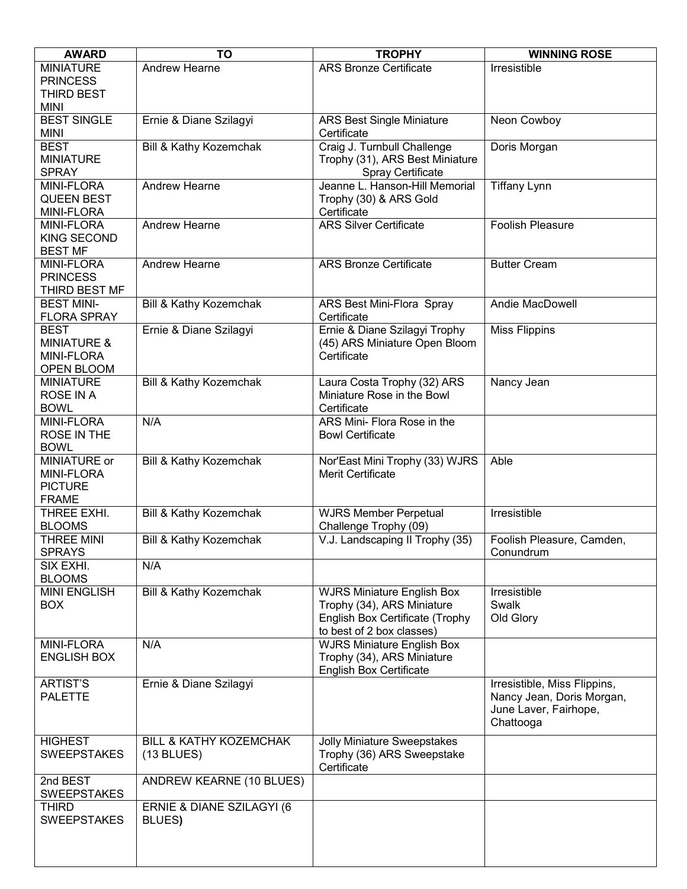| AWARD | TO | TROPHY | WINNING ROSE |
| --- | --- | --- | --- |
| MINIATURE PRINCESS THIRD BEST MINI | Andrew Hearne | ARS Bronze Certificate | Irresistible |
| BEST SINGLE MINI | Ernie & Diane Szilagyi | ARS Best Single Miniature Certificate | Neon Cowboy |
| BEST MINIATURE SPRAY | Bill & Kathy Kozemchak | Craig J. Turnbull Challenge Trophy (31), ARS Best Miniature Spray Certificate | Doris Morgan |
| MINI-FLORA QUEEN BEST MINI-FLORA | Andrew Hearne | Jeanne L. Hanson-Hill Memorial Trophy (30) & ARS Gold Certificate | Tiffany Lynn |
| MINI-FLORA KING SECOND BEST MF | Andrew Hearne | ARS Silver Certificate | Foolish Pleasure |
| MINI-FLORA PRINCESS THIRD BEST MF | Andrew Hearne | ARS Bronze Certificate | Butter Cream |
| BEST MINI-FLORA SPRAY | Bill & Kathy Kozemchak | ARS Best Mini-Flora Spray Certificate | Andie MacDowell |
| BEST MINIATURE & MINI-FLORA OPEN BLOOM | Ernie & Diane Szilagyi | Ernie & Diane Szilagyi Trophy (45) ARS Miniature Open Bloom Certificate | Miss Flippins |
| MINIATURE ROSE IN A BOWL | Bill & Kathy Kozemchak | Laura Costa Trophy (32) ARS Miniature Rose in the Bowl Certificate | Nancy Jean |
| MINI-FLORA ROSE IN THE BOWL | N/A | ARS Mini- Flora Rose in the Bowl Certificate | |
| MINIATURE or MINI-FLORA PICTURE FRAME | Bill & Kathy Kozemchak | Nor'East Mini Trophy (33) WJRS Merit Certificate | Able |
| THREE EXHI. BLOOMS | Bill & Kathy Kozemchak | WJRS Member Perpetual Challenge Trophy (09) | Irresistible |
| THREE MINI SPRAYS | Bill & Kathy Kozemchak | V.J. Landscaping II Trophy (35) | Foolish Pleasure, Camden, Conundrum |
| SIX EXHI. BLOOMS | N/A | | |
| MINI ENGLISH BOX | Bill & Kathy Kozemchak | WJRS Miniature English Box Trophy (34), ARS Miniature English Box Certificate (Trophy to best of 2 box classes) | Irresistible<br>Swalk<br>Old Glory |
| MINI-FLORA ENGLISH BOX | N/A | WJRS Miniature English Box Trophy (34), ARS Miniature English Box Certificate | |
| ARTIST'S PALETTE | Ernie & Diane Szilagyi | | Irresistible, Miss Flippins, Nancy Jean, Doris Morgan, June Laver, Fairhope, Chattooga |
| HIGHEST SWEEPSTAKES | BILL & KATHY KOZEMCHAK (13 BLUES) | Jolly Miniature Sweepstakes Trophy (36) ARS Sweepstake Certificate | |
| 2nd BEST SWEEPSTAKES | ANDREW KEARNE (10 BLUES) | | |
| THIRD SWEEPSTAKES | ERNIE & DIANE SZILAGYI (6 BLUES**)** | | |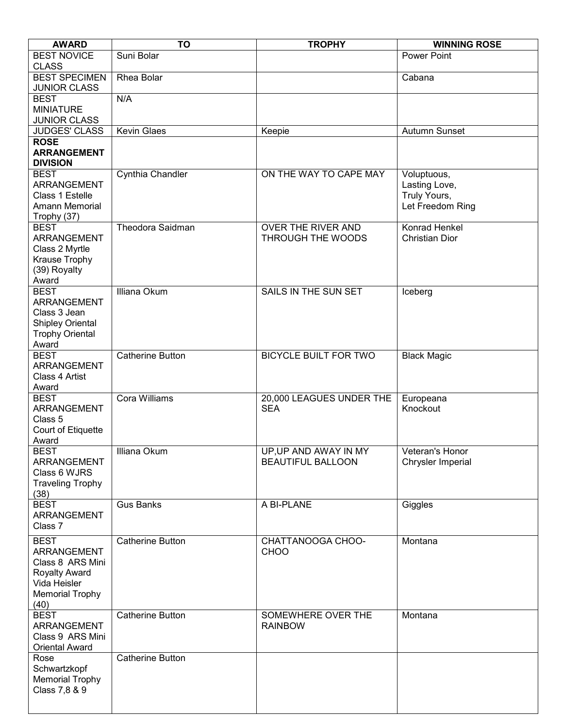| AWARD | TO | TROPHY | WINNING ROSE |
|---|---|---|---|
| BEST NOVICE CLASS | Suni Bolar | | Power Point |
| BEST SPECIMEN JUNIOR CLASS | Rhea Bolar | | Cabana |
| BEST MINIATURE JUNIOR CLASS | N/A | | |
| JUDGES' CLASS | Kevin Glaes | Keepie | Autumn Sunset |
| **ROSE ARRANGEMENT DIVISION** | | | |
| BEST ARRANGEMENT Class 1 Estelle Amann Memorial Trophy (37) | Cynthia Chandler | ON THE WAY TO CAPE MAY | Voluptuous, Lasting Love, Truly Yours, Let Freedom Ring |
| BEST ARRANGEMENT Class 2 Myrtle Krause Trophy (39) Royalty Award | Theodora Saidman | OVER THE RIVER AND THROUGH THE WOODS | Konrad Henkel Christian Dior |
| BEST ARRANGEMENT Class 3 Jean Shipley Oriental Trophy Oriental Award | Illiana Okum | SAILS IN THE SUN SET | Iceberg |
| BEST ARRANGEMENT Class 4 Artist Award | Catherine Button | BICYCLE BUILT FOR TWO | Black Magic |
| BEST ARRANGEMENT Class 5 Court of Etiquette Award | Cora Williams | 20,000 LEAGUES UNDER THE SEA | Europeana Knockout |
| BEST ARRANGEMENT Class 6 WJRS Traveling Trophy (38) | Illiana Okum | UP,UP AND AWAY IN MY BEAUTIFUL BALLOON | Veteran's Honor Chrysler Imperial |
| BEST ARRANGEMENT Class 7 | Gus Banks | A BI-PLANE | Giggles |
| BEST ARRANGEMENT Class 8 ARS Mini Royalty Award Vida Heisler Memorial Trophy (40) | Catherine Button | CHATTANOOGA CHOO-CHOO | Montana |
| BEST ARRANGEMENT Class 9 ARS Mini Oriental Award | Catherine Button | SOMEWHERE OVER THE RAINBOW | Montana |
| Rose Schwartzkopf Memorial Trophy Class 7,8 & 9 | Catherine Button | | |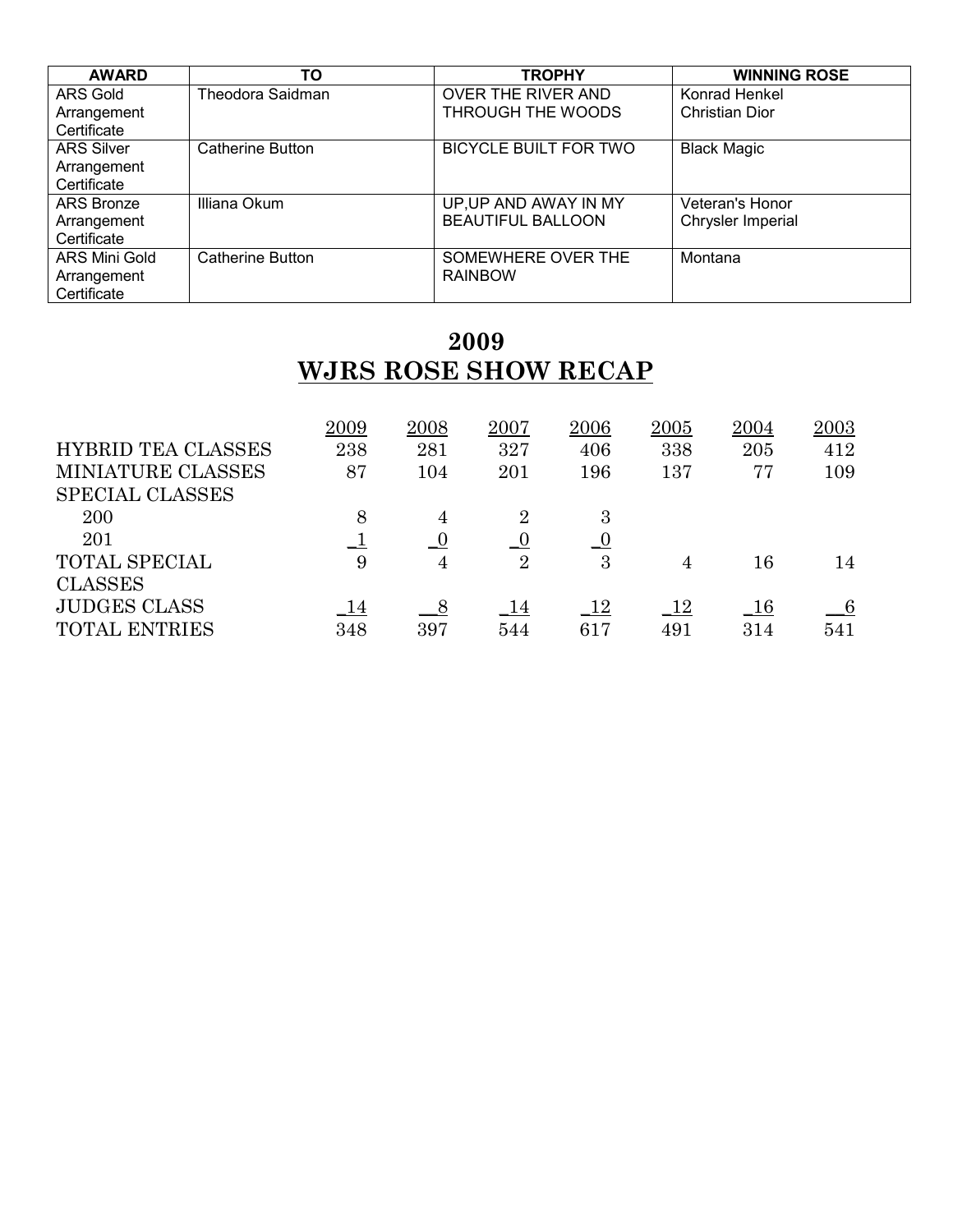| AWARD | TO | TROPHY | WINNING ROSE |
|---|---|---|---|
| ARS Gold Arrangement Certificate | Theodora Saidman | OVER THE RIVER AND THROUGH THE WOODS | Konrad Henkel Christian Dior |
| ARS Silver Arrangement Certificate | Catherine Button | BICYCLE BUILT FOR TWO | Black Magic |
| ARS Bronze Arrangement Certificate | Illiana Okum | UP,UP AND AWAY IN MY BEAUTIFUL BALLOON | Veteran's Honor Chrysler Imperial |
| ARS Mini Gold Arrangement Certificate | Catherine Button | SOMEWHERE OVER THE RAINBOW | Montana |

# 2009
# WJRS ROSE SHOW RECAP

| | 2009 | 2008 | 2007 | 2006 | 2005 | 2004 | 2003 |
|---|---|---|---|---|---|---|---|
| HYBRID TEA CLASSES | 238 | 281 | 327 | 406 | 338 | 205 | 412 |
| MINIATURE CLASSES | 87 | 104 | 201 | 196 | 137 | 77 | 109 |
| SPECIAL CLASSES | | | | | | | |
| 200 | 8 | 4 | 2 | 3 | | | |
| 201 | 1 | 0 | 0 | 0 | | | |
| TOTAL SPECIAL CLASSES | 9 | 4 | 2 | 3 | 4 | 16 | 14 |
| JUDGES CLASS | 14 | 8 | 14 | 12 | 12 | 16 | 6 |
| TOTAL ENTRIES | 348 | 397 | 544 | 617 | 491 | 314 | 541 |